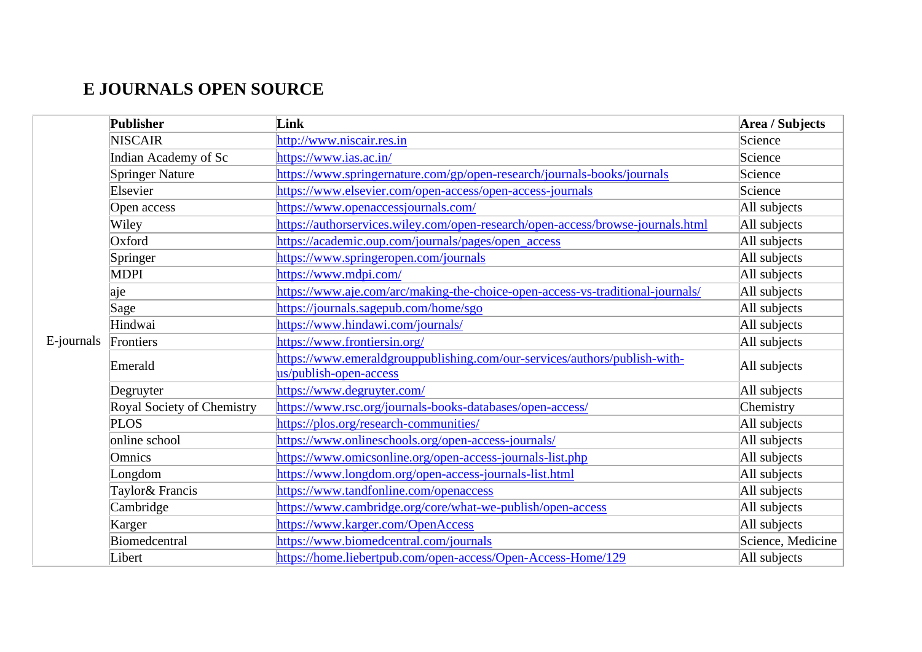# E JOURNALS OPEN SOURCE

| | Publisher | Link | Area / Subjects |
|---|---|---|---|
| E-journals | NISCAIR | http://www.niscair.res.in | Science |
| | Indian Academy of Sc | https://www.ias.ac.in/ | Science |
| | Springer Nature | https://www.springernature.com/gp/open-research/journals-books/journals | Science |
| | Elsevier | https://www.elsevier.com/open-access/open-access-journals | Science |
| | Open access | https://www.openaccessjournals.com/ | All subjects |
| | Wiley | https://authorservices.wiley.com/open-research/open-access/browse-journals.html | All subjects |
| | Oxford | https://academic.oup.com/journals/pages/open_access | All subjects |
| | Springer | https://www.springeropen.com/journals | All subjects |
| | MDPI | https://www.mdpi.com/ | All subjects |
| | aje | https://www.aje.com/arc/making-the-choice-open-access-vs-traditional-journals/ | All subjects |
| | Sage | https://journals.sagepub.com/home/sgo | All subjects |
| | Hindwai | https://www.hindawi.com/journals/ | All subjects |
| | Frontiers | https://www.frontiersin.org/ | All subjects |
| | Emerald | https://www.emeraldgrouppublishing.com/our-services/authors/publish-with-us/publish-open-access | All subjects |
| | Degruyter | https://www.degruyter.com/ | All subjects |
| | Royal Society of Chemistry | https://www.rsc.org/journals-books-databases/open-access/ | Chemistry |
| | PLOS | https://plos.org/research-communities/ | All subjects |
| | online school | https://www.onlineschools.org/open-access-journals/ | All subjects |
| | Omnics | https://www.omicsonline.org/open-access-journals-list.php | All subjects |
| | Longdom | https://www.longdom.org/open-access-journals-list.html | All subjects |
| | Taylor& Francis | https://www.tandfonline.com/openaccess | All subjects |
| | Cambridge | https://www.cambridge.org/core/what-we-publish/open-access | All subjects |
| | Karger | https://www.karger.com/OpenAccess | All subjects |
| | Biomedcentral | https://www.biomedcentral.com/journals | Science, Medicine |
| | Libert | https://home.liebertpub.com/open-access/Open-Access-Home/129 | All subjects |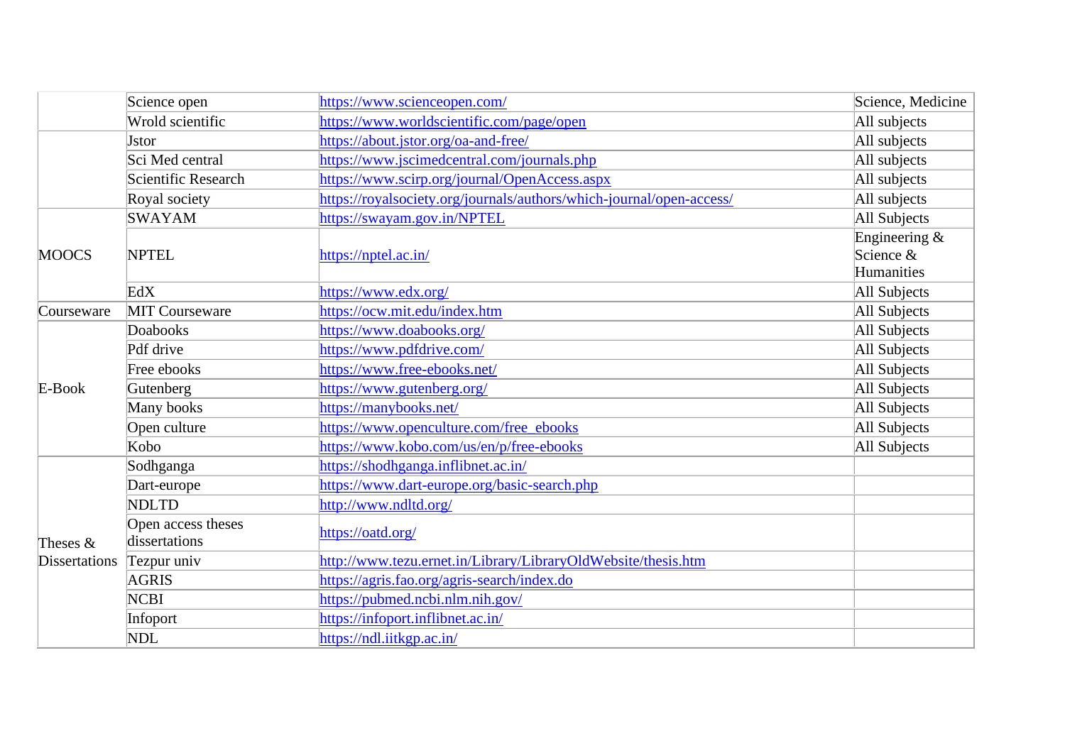| | | | |
|---|---|---|---|
| | Science open | https://www.scienceopen.com/ | Science, Medicine |
| | Wrold scientific | https://www.worldscientific.com/page/open | All subjects |
| | Jstor | https://about.jstor.org/oa-and-free/ | All subjects |
| | Sci Med central | https://www.jscimedcentral.com/journals.php | All subjects |
| | Scientific Research | https://www.scirp.org/journal/OpenAccess.aspx | All subjects |
| | Royal society | https://royalsociety.org/journals/authors/which-journal/open-access/ | All subjects |
| MOOCS | SWAYAM | https://swayam.gov.in/NPTEL | All Subjects |
| | NPTEL | https://nptel.ac.in/ | Engineering & Science & Humanities |
| | EdX | https://www.edx.org/ | All Subjects |
| Courseware | MIT Courseware | https://ocw.mit.edu/index.htm | All Subjects |
| E-Book | Doabooks | https://www.doabooks.org/ | All Subjects |
| | Pdf drive | https://www.pdfdrive.com/ | All Subjects |
| | Free ebooks | https://www.free-ebooks.net/ | All Subjects |
| | Gutenberg | https://www.gutenberg.org/ | All Subjects |
| | Many books | https://manybooks.net/ | All Subjects |
| | Open culture | https://www.openculture.com/free_ebooks | All Subjects |
| | Kobo | https://www.kobo.com/us/en/p/free-ebooks | All Subjects |
| Theses & Dissertations | Sodhganga | https://shodhganga.inflibnet.ac.in/ | |
| | Dart-europe | https://www.dart-europe.org/basic-search.php | |
| | NDLTD | http://www.ndltd.org/ | |
| | Open access theses dissertations | https://oatd.org/ | |
| | Tezpur univ | http://www.tezu.ernet.in/Library/LibraryOldWebsite/thesis.htm | |
| | AGRIS | https://agris.fao.org/agris-search/index.do | |
| | NCBI | https://pubmed.ncbi.nlm.nih.gov/ | |
| | Infoport | https://infoport.inflibnet.ac.in/ | |
| | NDL | https://ndl.iitkgp.ac.in/ | |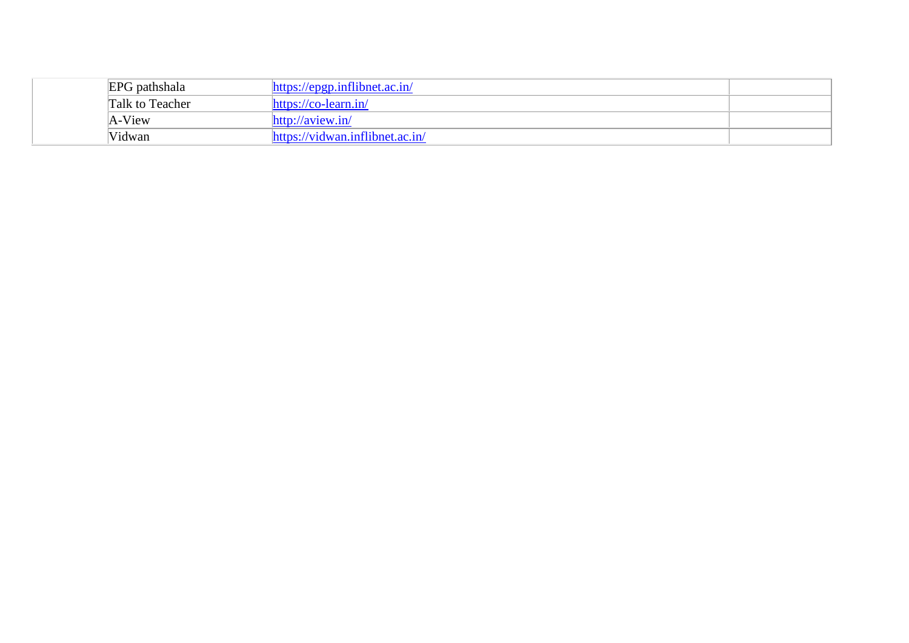| | | | |
|---|---|---|---|
| | EPG pathshala | https://epgp.inflibnet.ac.in/ | |
| | Talk to Teacher | https://co-learn.in/ | |
| | A-View | http://aview.in/ | |
| | Vidwan | https://vidwan.inflibnet.ac.in/ | |